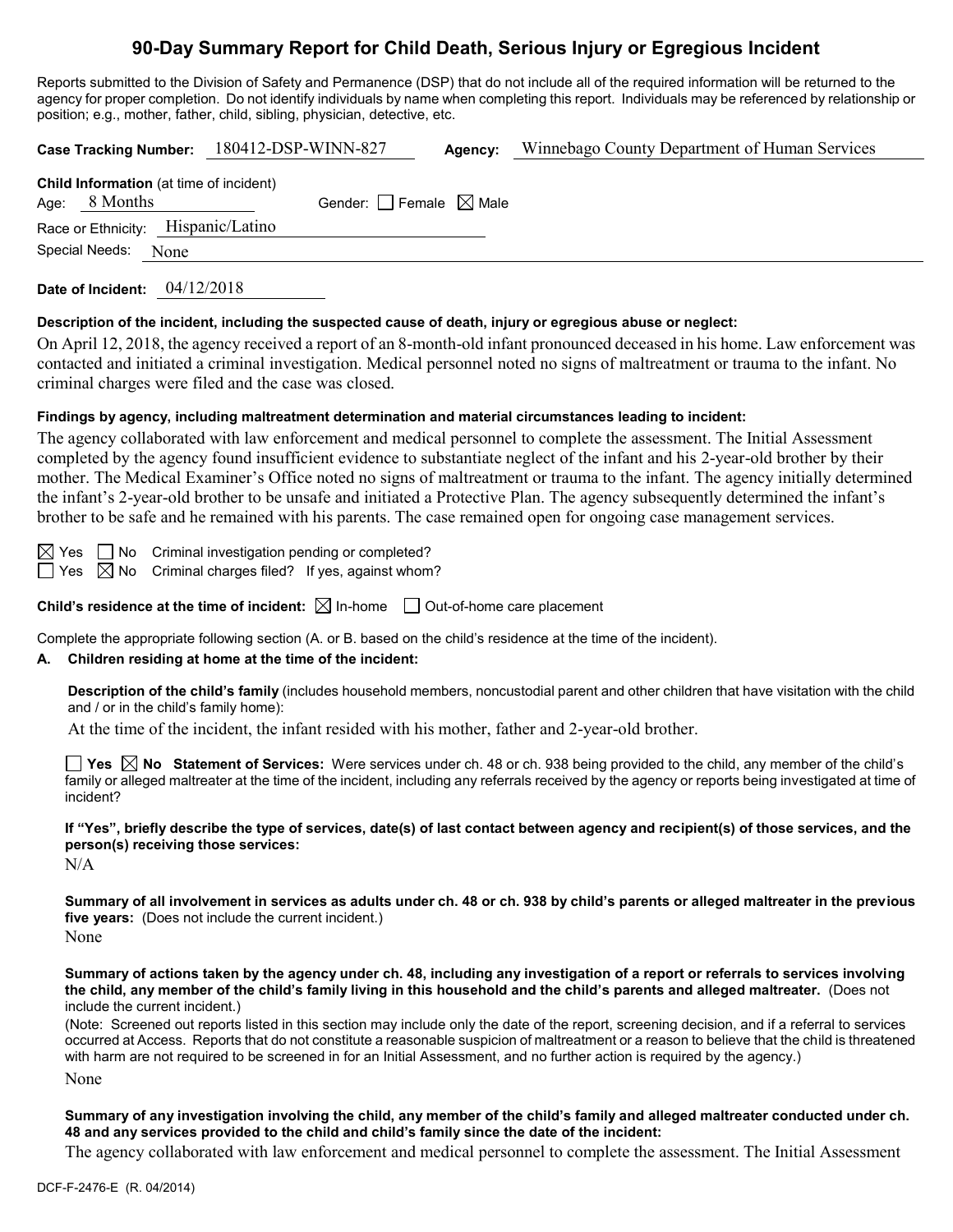# 90-Day Summary Report for Child Death, Serious Injury or Egregious Incident

Reports submitted to the Division of Safety and Permanence (DSP) that do not include all of the required information will be returned to the agency for proper completion. Do not identify individuals by name when completing this report. Individuals may be referenced by relationship or position; e.g., mother, father, child, sibling, physician, detective, etc.

**Case Tracking Number:** 180412-DSP-WINN-827 **Agency:** Winnebago County Department of Human Services

**Child Information** (at time of incident)

Age: 8 Months Gender: ☐ Female ☒ Male

Race or Ethnicity: Hispanic/Latino

Special Needs: None

**Date of Incident:** 04/12/2018

**Description of the incident, including the suspected cause of death, injury or egregious abuse or neglect:**

On April 12, 2018, the agency received a report of an 8-month-old infant pronounced deceased in his home. Law enforcement was contacted and initiated a criminal investigation. Medical personnel noted no signs of maltreatment or trauma to the infant. No criminal charges were filed and the case was closed.

**Findings by agency, including maltreatment determination and material circumstances leading to incident:**

The agency collaborated with law enforcement and medical personnel to complete the assessment. The Initial Assessment completed by the agency found insufficient evidence to substantiate neglect of the infant and his 2-year-old brother by their mother. The Medical Examiner's Office noted no signs of maltreatment or trauma to the infant. The agency initially determined the infant's 2-year-old brother to be unsafe and initiated a Protective Plan. The agency subsequently determined the infant's brother to be safe and he remained with his parents. The case remained open for ongoing case management services.

☒ Yes ☐ No Criminal investigation pending or completed?

☐ Yes ☒ No Criminal charges filed? If yes, against whom?

**Child's residence at the time of incident:** ☒ In-home ☐ Out-of-home care placement

Complete the appropriate following section (A. or B. based on the child's residence at the time of the incident).

**A. Children residing at home at the time of the incident:**

**Description of the child's family** (includes household members, noncustodial parent and other children that have visitation with the child and / or in the child's family home):

At the time of the incident, the infant resided with his mother, father and 2-year-old brother.

☐ **Yes** ☒ **No** **Statement of Services:** Were services under ch. 48 or ch. 938 being provided to the child, any member of the child's family or alleged maltreater at the time of the incident, including any referrals received by the agency or reports being investigated at time of incident?

**If "Yes", briefly describe the type of services, date(s) of last contact between agency and recipient(s) of those services, and the person(s) receiving those services:**

N/A

**Summary of all involvement in services as adults under ch. 48 or ch. 938 by child's parents or alleged maltreater in the previous five years:** (Does not include the current incident.)

None

**Summary of actions taken by the agency under ch. 48, including any investigation of a report or referrals to services involving the child, any member of the child's family living in this household and the child's parents and alleged maltreater.** (Does not include the current incident.)

(Note: Screened out reports listed in this section may include only the date of the report, screening decision, and if a referral to services occurred at Access. Reports that do not constitute a reasonable suspicion of maltreatment or a reason to believe that the child is threatened with harm are not required to be screened in for an Initial Assessment, and no further action is required by the agency.)

None

**Summary of any investigation involving the child, any member of the child's family and alleged maltreater conducted under ch. 48 and any services provided to the child and child's family since the date of the incident:**

The agency collaborated with law enforcement and medical personnel to complete the assessment. The Initial Assessment

DCF-F-2476-E (R. 04/2014)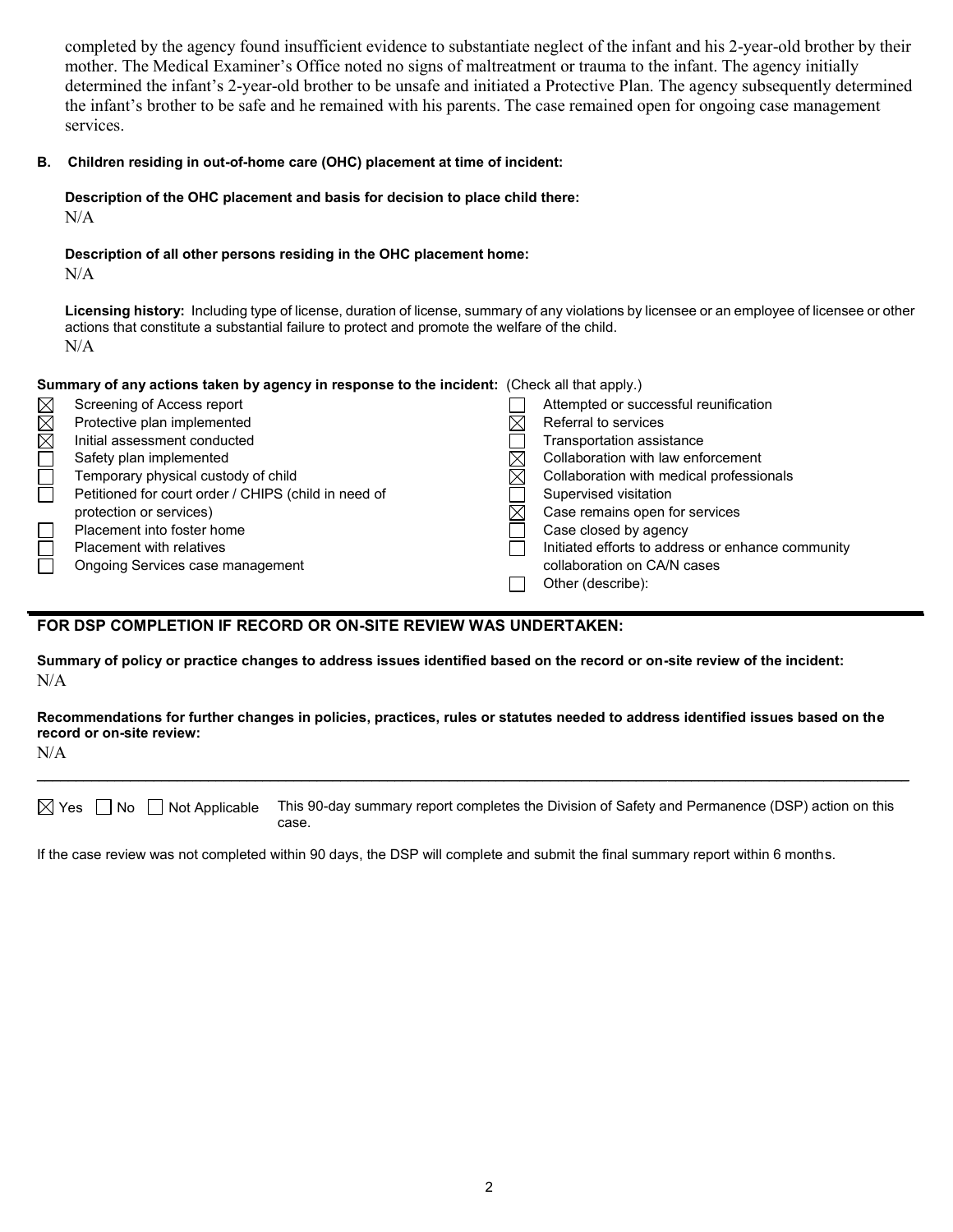completed by the agency found insufficient evidence to substantiate neglect of the infant and his 2-year-old brother by their mother. The Medical Examiner's Office noted no signs of maltreatment or trauma to the infant. The agency initially determined the infant's 2-year-old brother to be unsafe and initiated a Protective Plan. The agency subsequently determined the infant's brother to be safe and he remained with his parents. The case remained open for ongoing case management services.

**B. Children residing in out-of-home care (OHC) placement at time of incident:**

**Description of the OHC placement and basis for decision to place child there:**
N/A

**Description of all other persons residing in the OHC placement home:**
N/A

**Licensing history:** Including type of license, duration of license, summary of any violations by licensee or an employee of licensee or other actions that constitute a substantial failure to protect and promote the welfare of the child.
N/A

**Summary of any actions taken by agency in response to the incident:** (Check all that apply.)

| | |
|---|---|
| ☒ Screening of Access report | ☐ Attempted or successful reunification |
| ☒ Protective plan implemented | ☒ Referral to services |
| ☒ Initial assessment conducted | ☐ Transportation assistance |
| ☐ Safety plan implemented | ☒ Collaboration with law enforcement |
| ☐ Temporary physical custody of child | ☒ Collaboration with medical professionals |
| ☐ Petitioned for court order / CHIPS (child in need of protection or services) | ☐ Supervised visitation |
| ☐ Placement into foster home | ☒ Case remains open for services |
| ☐ Placement with relatives | ☐ Case closed by agency |
| ☐ Ongoing Services case management | ☐ Initiated efforts to address or enhance community collaboration on CA/N cases |
| | ☐ Other (describe): |

## FOR DSP COMPLETION IF RECORD OR ON-SITE REVIEW WAS UNDERTAKEN:

**Summary of policy or practice changes to address issues identified based on the record or on-site review of the incident:**
N/A

**Recommendations for further changes in policies, practices, rules or statutes needed to address identified issues based on the record or on-site review:**
N/A

☒ Yes ☐ No ☐ Not Applicable This 90-day summary report completes the Division of Safety and Permanence (DSP) action on this case.

If the case review was not completed within 90 days, the DSP will complete and submit the final summary report within 6 months.